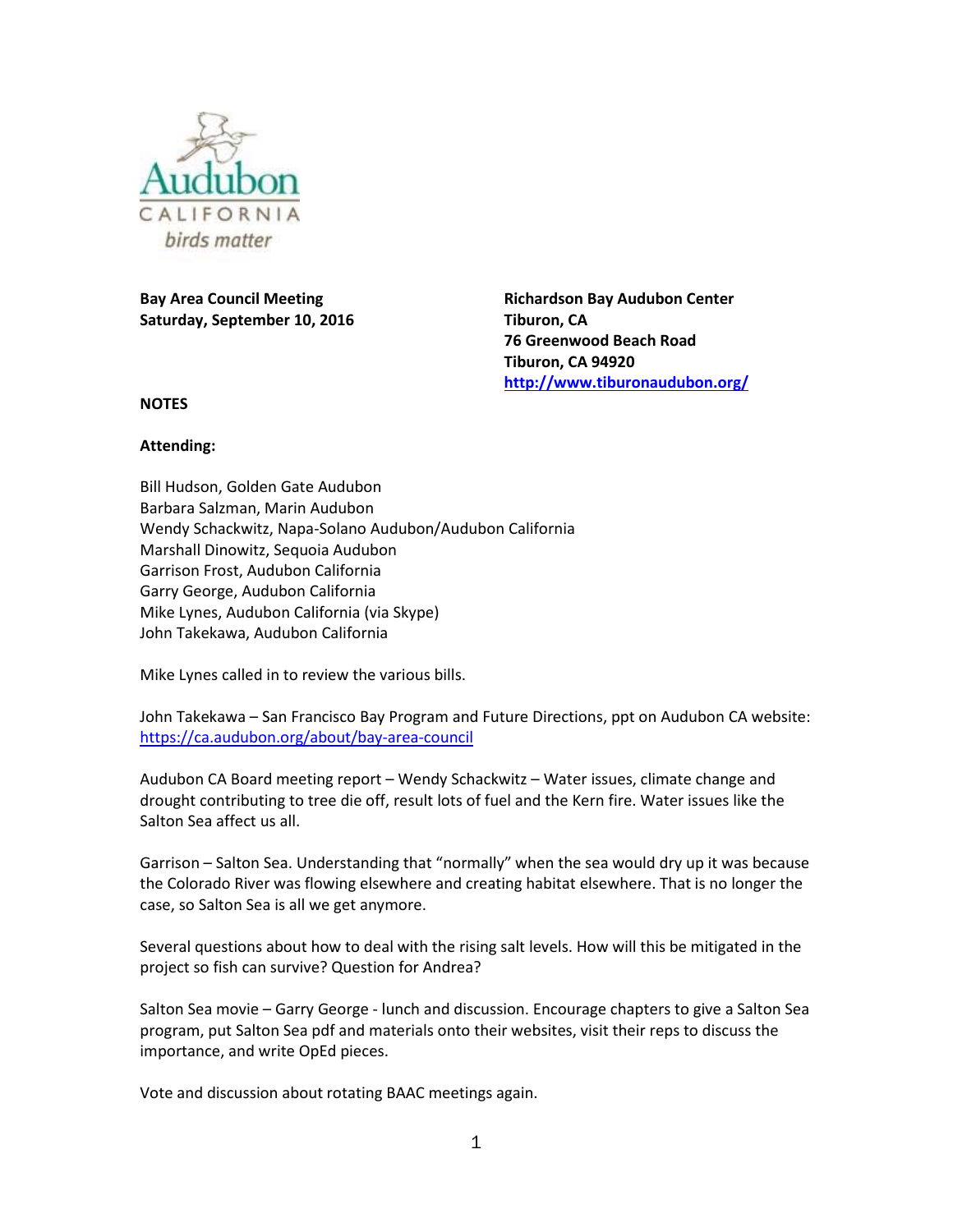Audubon CALIFORNIA birds matter

**Bay Area Council Meeting**
**Saturday, September 10, 2016**

**Richardson Bay Audubon Center**
**Tiburon, CA**
**76 Greenwood Beach Road**
**Tiburon, CA 94920**
**http://www.tiburonaudubon.org/**

**NOTES**

**Attending:**

Bill Hudson, Golden Gate Audubon
Barbara Salzman, Marin Audubon
Wendy Schackwitz, Napa-Solano Audubon/Audubon California
Marshall Dinowitz, Sequoia Audubon
Garrison Frost, Audubon California
Garry George, Audubon California
Mike Lynes, Audubon California (via Skype)
John Takekawa, Audubon California

Mike Lynes called in to review the various bills.

John Takekawa – San Francisco Bay Program and Future Directions, ppt on Audubon CA website: https://ca.audubon.org/about/bay-area-council

Audubon CA Board meeting report – Wendy Schackwitz – Water issues, climate change and drought contributing to tree die off, result lots of fuel and the Kern fire. Water issues like the Salton Sea affect us all.

Garrison – Salton Sea. Understanding that "normally" when the sea would dry up it was because the Colorado River was flowing elsewhere and creating habitat elsewhere. That is no longer the case, so Salton Sea is all we get anymore.

Several questions about how to deal with the rising salt levels. How will this be mitigated in the project so fish can survive? Question for Andrea?

Salton Sea movie – Garry George - lunch and discussion. Encourage chapters to give a Salton Sea program, put Salton Sea pdf and materials onto their websites, visit their reps to discuss the importance, and write OpEd pieces.

Vote and discussion about rotating BAAC meetings again.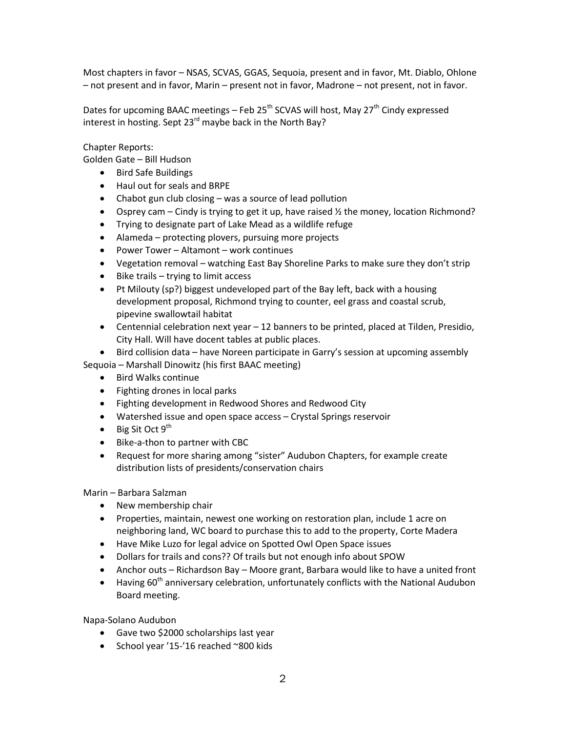Most chapters in favor – NSAS, SCVAS, GGAS, Sequoia, present and in favor, Mt. Diablo, Ohlone – not present and in favor, Marin – present not in favor, Madrone – not present, not in favor.

Dates for upcoming BAAC meetings – Feb 25th SCVAS will host, May 27th Cindy expressed interest in hosting. Sept 23rd maybe back in the North Bay?

Chapter Reports:

Golden Gate – Bill Hudson

- Bird Safe Buildings
- Haul out for seals and BRPE
- Chabot gun club closing – was a source of lead pollution
- Osprey cam – Cindy is trying to get it up, have raised ½ the money, location Richmond?
- Trying to designate part of Lake Mead as a wildlife refuge
- Alameda – protecting plovers, pursuing more projects
- Power Tower – Altamont – work continues
- Vegetation removal – watching East Bay Shoreline Parks to make sure they don't strip
- Bike trails – trying to limit access
- Pt Milouty (sp?) biggest undeveloped part of the Bay left, back with a housing development proposal, Richmond trying to counter, eel grass and coastal scrub, pipevine swallowtail habitat
- Centennial celebration next year – 12 banners to be printed, placed at Tilden, Presidio, City Hall. Will have docent tables at public places.
- Bird collision data – have Noreen participate in Garry's session at upcoming assembly

Sequoia – Marshall Dinowitz (his first BAAC meeting)

- Bird Walks continue
- Fighting drones in local parks
- Fighting development in Redwood Shores and Redwood City
- Watershed issue and open space access – Crystal Springs reservoir
- Big Sit Oct 9th
- Bike-a-thon to partner with CBC
- Request for more sharing among "sister" Audubon Chapters, for example create distribution lists of presidents/conservation chairs

Marin – Barbara Salzman

- New membership chair
- Properties, maintain, newest one working on restoration plan, include 1 acre on neighboring land, WC board to purchase this to add to the property, Corte Madera
- Have Mike Luzo for legal advice on Spotted Owl Open Space issues
- Dollars for trails and cons?? Of trails but not enough info about SPOW
- Anchor outs – Richardson Bay – Moore grant, Barbara would like to have a united front
- Having 60th anniversary celebration, unfortunately conflicts with the National Audubon Board meeting.

Napa-Solano Audubon

- Gave two $2000 scholarships last year
- School year '15-'16 reached ~800 kids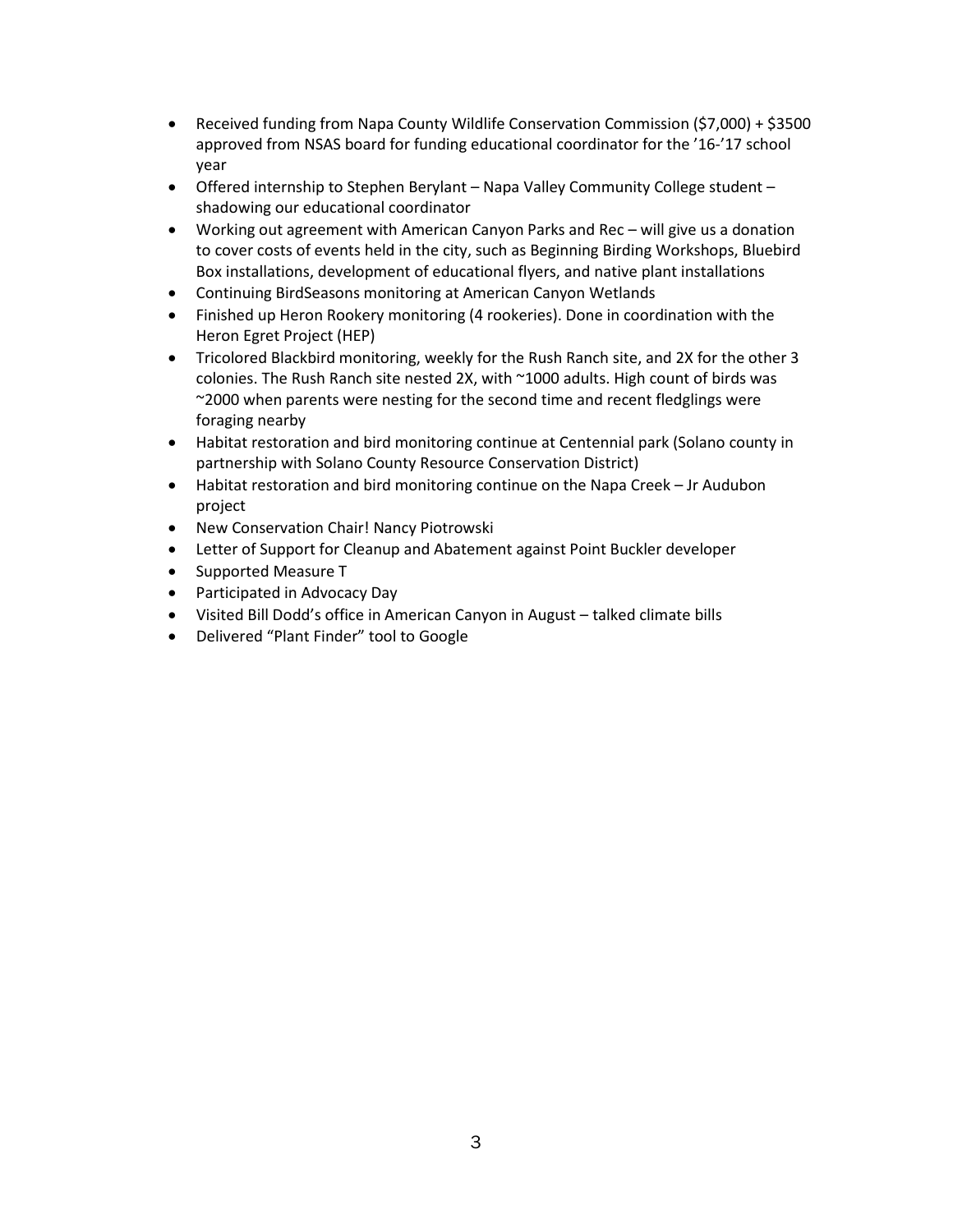- Received funding from Napa County Wildlife Conservation Commission ($7,000) + $3500 approved from NSAS board for funding educational coordinator for the '16-'17 school year
- Offered internship to Stephen Berylant – Napa Valley Community College student – shadowing our educational coordinator
- Working out agreement with American Canyon Parks and Rec – will give us a donation to cover costs of events held in the city, such as Beginning Birding Workshops, Bluebird Box installations, development of educational flyers, and native plant installations
- Continuing BirdSeasons monitoring at American Canyon Wetlands
- Finished up Heron Rookery monitoring (4 rookeries). Done in coordination with the Heron Egret Project (HEP)
- Tricolored Blackbird monitoring, weekly for the Rush Ranch site, and 2X for the other 3 colonies. The Rush Ranch site nested 2X, with ~1000 adults. High count of birds was ~2000 when parents were nesting for the second time and recent fledglings were foraging nearby
- Habitat restoration and bird monitoring continue at Centennial park (Solano county in partnership with Solano County Resource Conservation District)
- Habitat restoration and bird monitoring continue on the Napa Creek – Jr Audubon project
- New Conservation Chair! Nancy Piotrowski
- Letter of Support for Cleanup and Abatement against Point Buckler developer
- Supported Measure T
- Participated in Advocacy Day
- Visited Bill Dodd's office in American Canyon in August – talked climate bills
- Delivered "Plant Finder" tool to Google